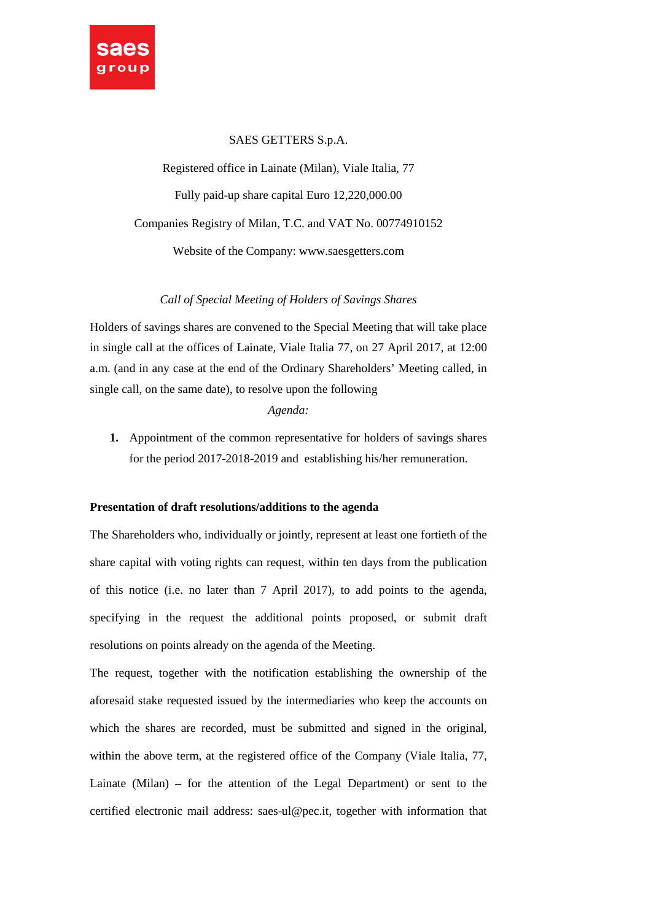SAES GETTERS S.p.A.

Registered office in Lainate (Milan), Viale Italia, 77

Fully paid-up share capital Euro 12,220,000.00

Companies Registry of Milan, T.C. and VAT No. 00774910152

Website of the Company: www.saesgetters.com

*Call of Special Meeting of Holders of Savings Shares*

Holders of savings shares are convened to the Special Meeting that will take place in single call at the offices of Lainate, Viale Italia 77, on 27 April 2017, at 12:00 a.m. (and in any case at the end of the Ordinary Shareholders' Meeting called, in single call, on the same date), to resolve upon the following

*Agenda:*

1. Appointment of the common representative for holders of savings shares for the period 2017-2018-2019 and establishing his/her remuneration.

**Presentation of draft resolutions/additions to the agenda**

The Shareholders who, individually or jointly, represent at least one fortieth of the share capital with voting rights can request, within ten days from the publication of this notice (i.e. no later than 7 April 2017), to add points to the agenda, specifying in the request the additional points proposed, or submit draft resolutions on points already on the agenda of the Meeting.

The request, together with the notification establishing the ownership of the aforesaid stake requested issued by the intermediaries who keep the accounts on which the shares are recorded, must be submitted and signed in the original, within the above term, at the registered office of the Company (Viale Italia, 77, Lainate (Milan) – for the attention of the Legal Department) or sent to the certified electronic mail address: saes-ul@pec.it, together with information that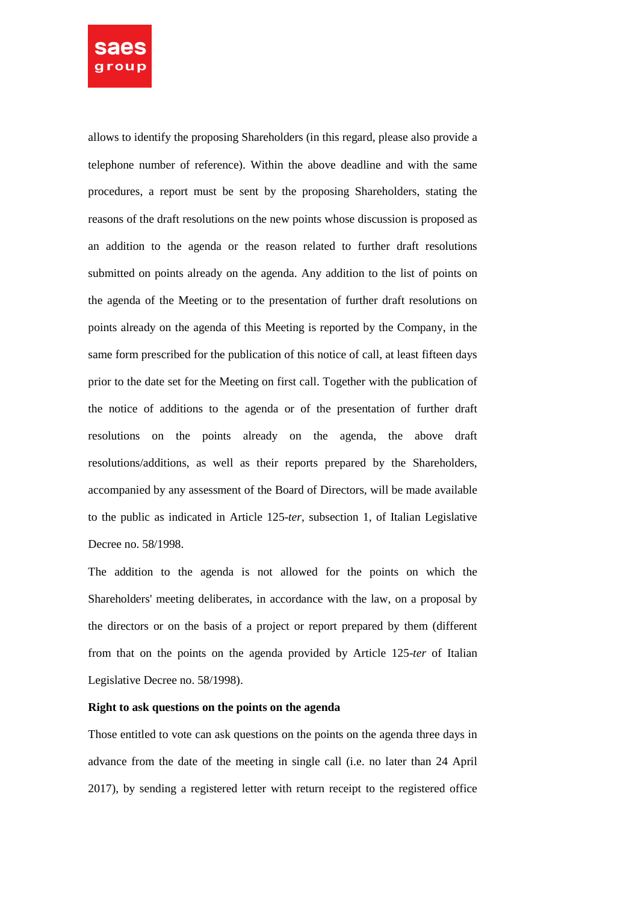allows to identify the proposing Shareholders (in this regard, please also provide a telephone number of reference). Within the above deadline and with the same procedures, a report must be sent by the proposing Shareholders, stating the reasons of the draft resolutions on the new points whose discussion is proposed as an addition to the agenda or the reason related to further draft resolutions submitted on points already on the agenda. Any addition to the list of points on the agenda of the Meeting or to the presentation of further draft resolutions on points already on the agenda of this Meeting is reported by the Company, in the same form prescribed for the publication of this notice of call, at least fifteen days prior to the date set for the Meeting on first call. Together with the publication of the notice of additions to the agenda or of the presentation of further draft resolutions on the points already on the agenda, the above draft resolutions/additions, as well as their reports prepared by the Shareholders, accompanied by any assessment of the Board of Directors, will be made available to the public as indicated in Article 125-*ter*, subsection 1, of Italian Legislative Decree no. 58/1998.

The addition to the agenda is not allowed for the points on which the Shareholders' meeting deliberates, in accordance with the law, on a proposal by the directors or on the basis of a project or report prepared by them (different from that on the points on the agenda provided by Article 125-*ter* of Italian Legislative Decree no. 58/1998).

**Right to ask questions on the points on the agenda**

Those entitled to vote can ask questions on the points on the agenda three days in advance from the date of the meeting in single call (i.e. no later than 24 April 2017), by sending a registered letter with return receipt to the registered office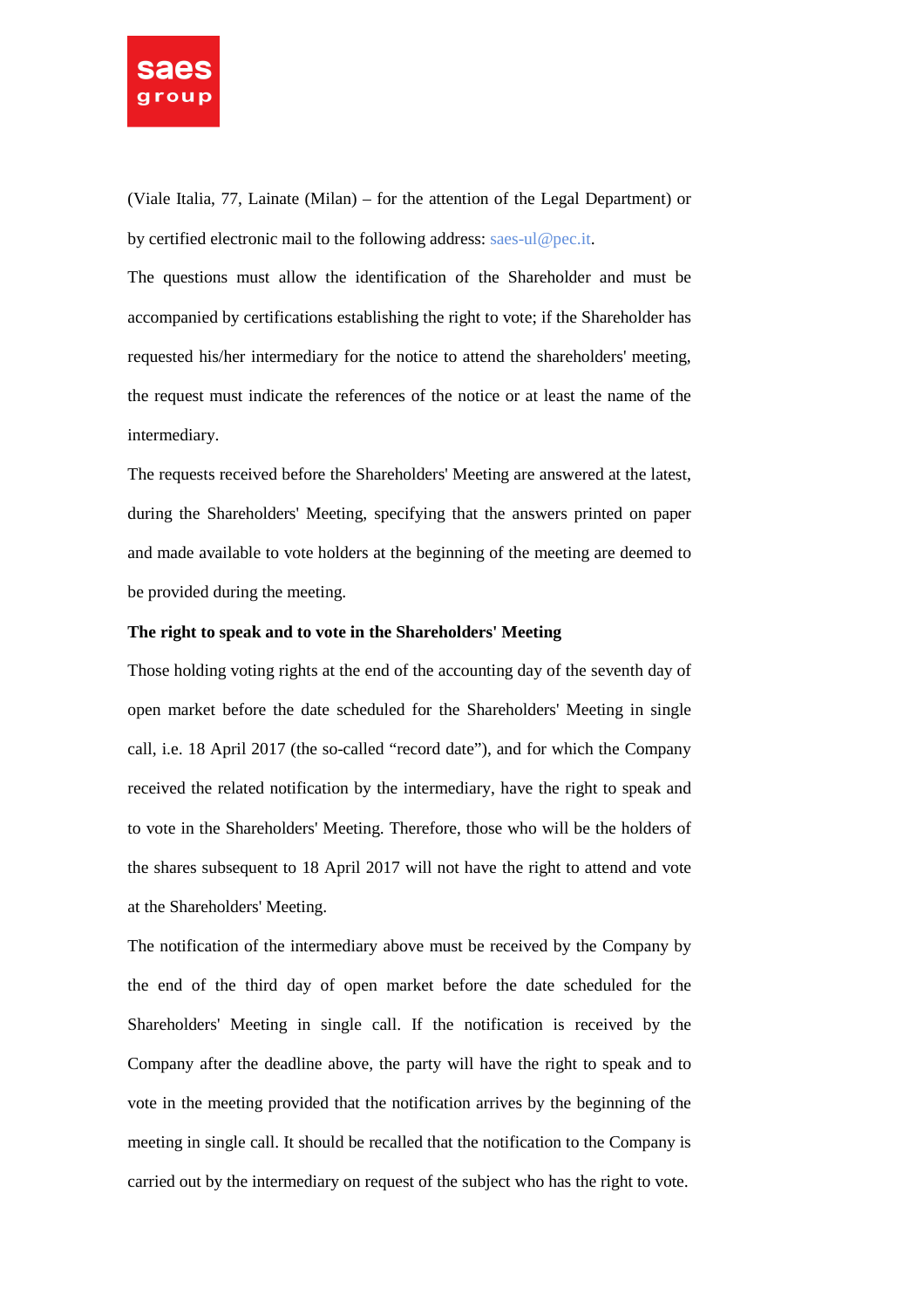(Viale Italia, 77, Lainate (Milan) – for the attention of the Legal Department) or by certified electronic mail to the following address: saes-ul@pec.it.

The questions must allow the identification of the Shareholder and must be accompanied by certifications establishing the right to vote; if the Shareholder has requested his/her intermediary for the notice to attend the shareholders' meeting, the request must indicate the references of the notice or at least the name of the intermediary.

The requests received before the Shareholders' Meeting are answered at the latest, during the Shareholders' Meeting, specifying that the answers printed on paper and made available to vote holders at the beginning of the meeting are deemed to be provided during the meeting.

**The right to speak and to vote in the Shareholders' Meeting**

Those holding voting rights at the end of the accounting day of the seventh day of open market before the date scheduled for the Shareholders' Meeting in single call, i.e. 18 April 2017 (the so-called "record date"), and for which the Company received the related notification by the intermediary, have the right to speak and to vote in the Shareholders' Meeting. Therefore, those who will be the holders of the shares subsequent to 18 April 2017 will not have the right to attend and vote at the Shareholders' Meeting.

The notification of the intermediary above must be received by the Company by the end of the third day of open market before the date scheduled for the Shareholders' Meeting in single call. If the notification is received by the Company after the deadline above, the party will have the right to speak and to vote in the meeting provided that the notification arrives by the beginning of the meeting in single call. It should be recalled that the notification to the Company is carried out by the intermediary on request of the subject who has the right to vote.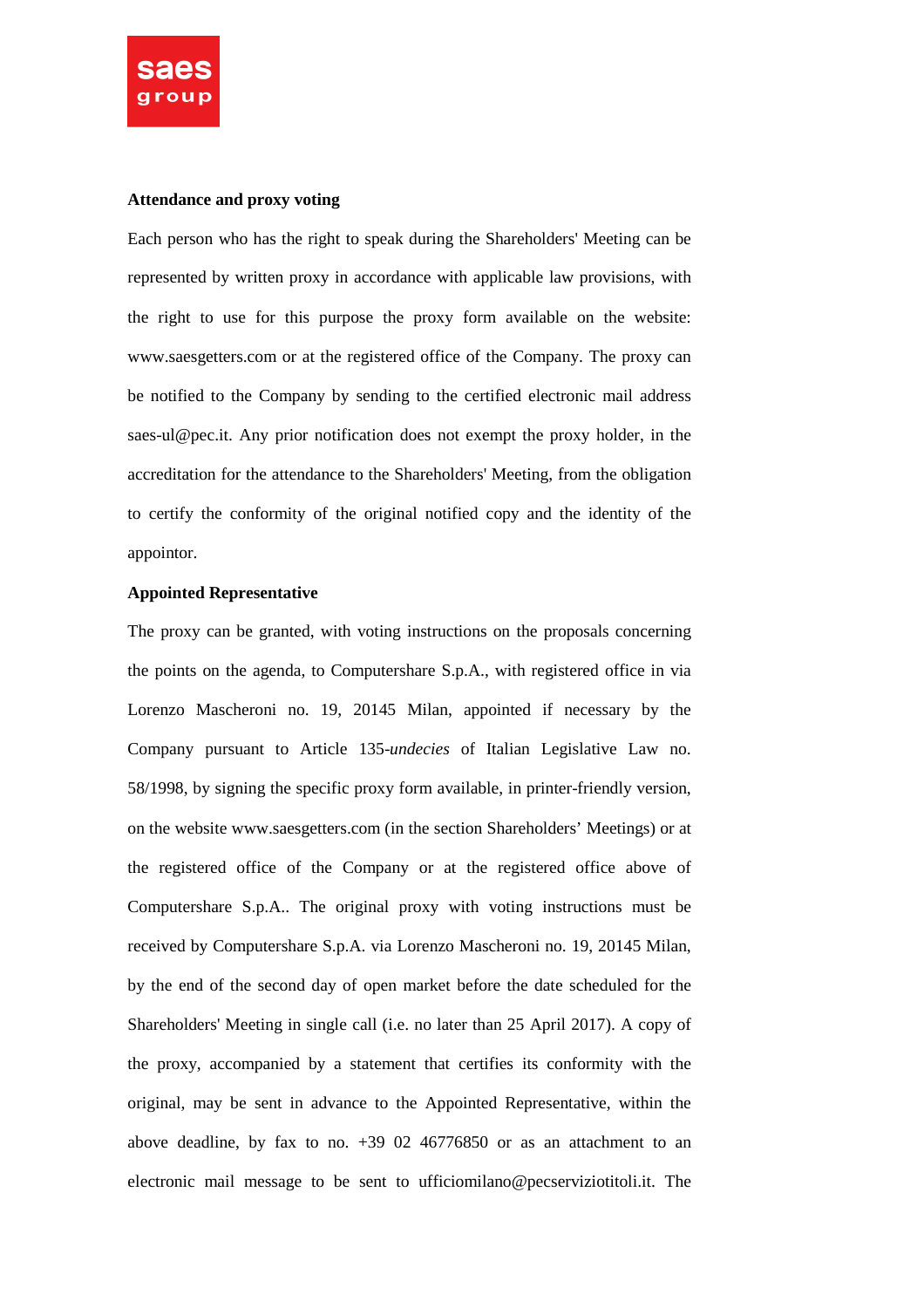**Attendance and proxy voting**

Each person who has the right to speak during the Shareholders' Meeting can be represented by written proxy in accordance with applicable law provisions, with the right to use for this purpose the proxy form available on the website: www.saesgetters.com or at the registered office of the Company. The proxy can be notified to the Company by sending to the certified electronic mail address saes-ul@pec.it. Any prior notification does not exempt the proxy holder, in the accreditation for the attendance to the Shareholders' Meeting, from the obligation to certify the conformity of the original notified copy and the identity of the appointor.

**Appointed Representative**

The proxy can be granted, with voting instructions on the proposals concerning the points on the agenda, to Computershare S.p.A., with registered office in via Lorenzo Mascheroni no. 19, 20145 Milan, appointed if necessary by the Company pursuant to Article 135-*undecies* of Italian Legislative Law no. 58/1998, by signing the specific proxy form available, in printer-friendly version, on the website www.saesgetters.com (in the section Shareholders' Meetings) or at the registered office of the Company or at the registered office above of Computershare S.p.A.. The original proxy with voting instructions must be received by Computershare S.p.A. via Lorenzo Mascheroni no. 19, 20145 Milan, by the end of the second day of open market before the date scheduled for the Shareholders' Meeting in single call (i.e. no later than 25 April 2017). A copy of the proxy, accompanied by a statement that certifies its conformity with the original, may be sent in advance to the Appointed Representative, within the above deadline, by fax to no. +39 02 46776850 or as an attachment to an electronic mail message to be sent to ufficiomilano@pecserviziotitoli.it. The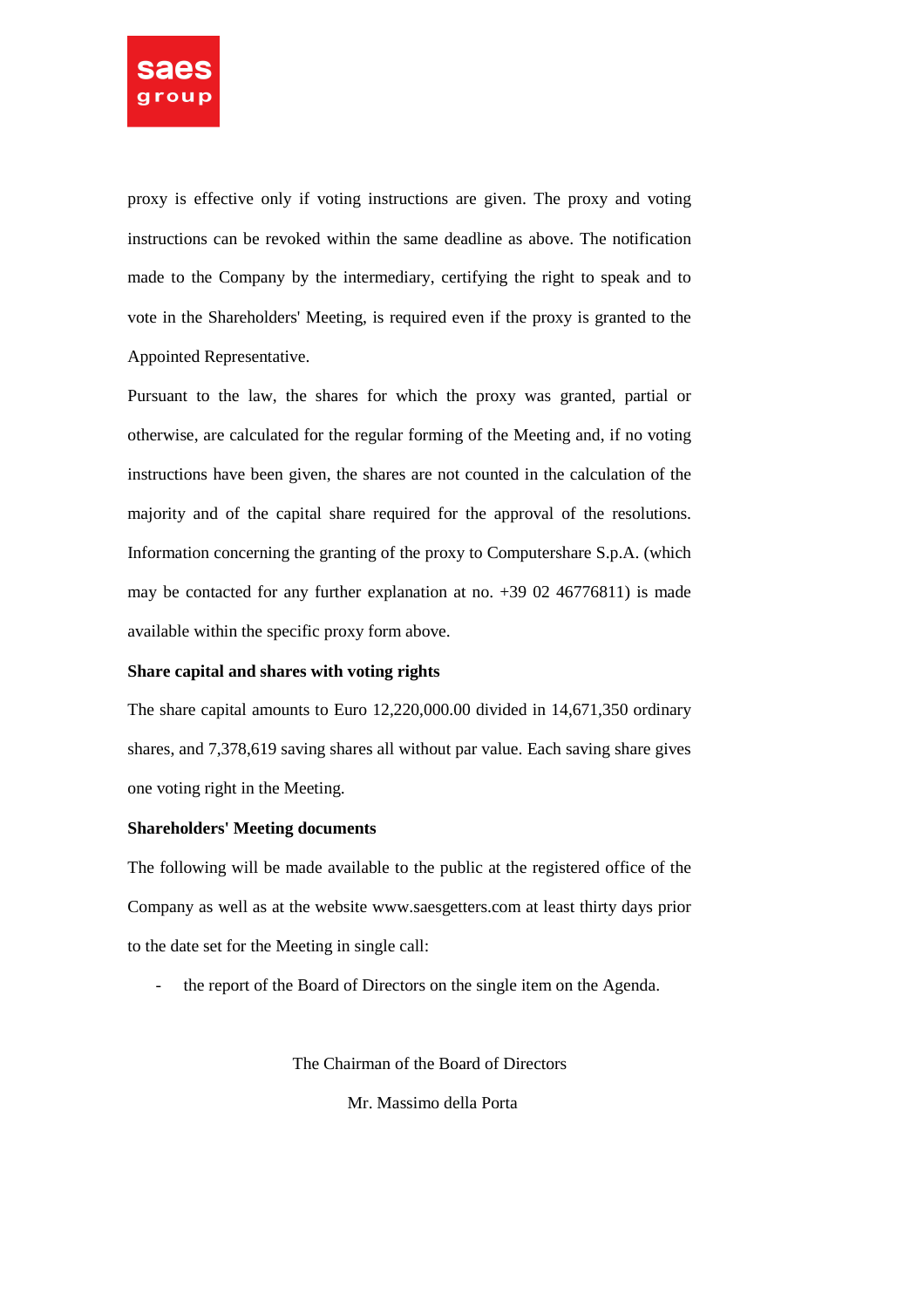proxy is effective only if voting instructions are given. The proxy and voting instructions can be revoked within the same deadline as above. The notification made to the Company by the intermediary, certifying the right to speak and to vote in the Shareholders' Meeting, is required even if the proxy is granted to the Appointed Representative.

Pursuant to the law, the shares for which the proxy was granted, partial or otherwise, are calculated for the regular forming of the Meeting and, if no voting instructions have been given, the shares are not counted in the calculation of the majority and of the capital share required for the approval of the resolutions. Information concerning the granting of the proxy to Computershare S.p.A. (which may be contacted for any further explanation at no. +39 02 46776811) is made available within the specific proxy form above.

**Share capital and shares with voting rights**

The share capital amounts to Euro 12,220,000.00 divided in 14,671,350 ordinary shares, and 7,378,619 saving shares all without par value. Each saving share gives one voting right in the Meeting.

**Shareholders' Meeting documents**

The following will be made available to the public at the registered office of the Company as well as at the website www.saesgetters.com at least thirty days prior to the date set for the Meeting in single call:

- the report of the Board of Directors on the single item on the Agenda.

The Chairman of the Board of Directors

Mr. Massimo della Porta